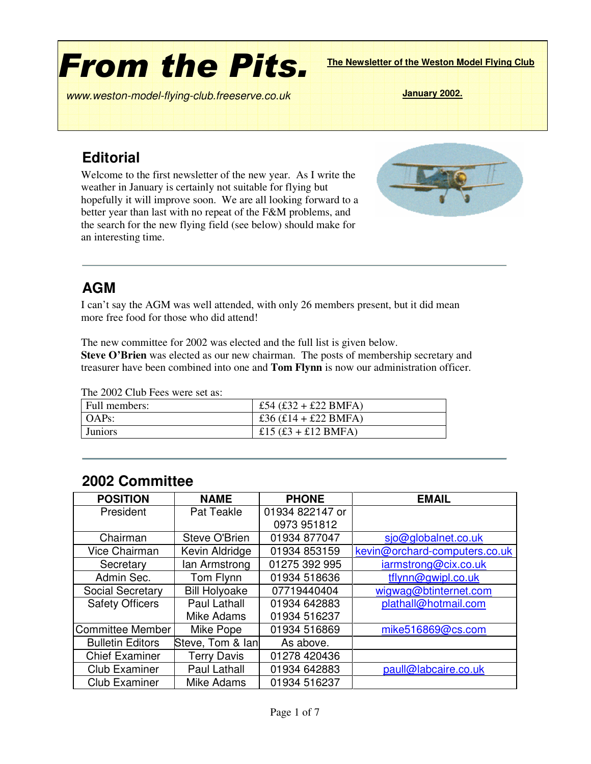# From the Pits.

**The Newsletter of the Weston Model Flying Club**

*www.weston-model-flying-club.freeserve.co.uk*

**January 2002.**

## Editorial

Welcome to the first newsletter of the new year. As I write the weather in January is certainly not suitable for flying but hopefully it will improve soon. We are all looking forward to a better year than last with no repeat of the F&M problems, and the search for the new flying field (see below) should make for an interesting time.

## AGM

I can't say the AGM was well attended, with only 26 members present, but it did mean more free food for those who did attend!

The new committee for 2002 was elected and the full list is given below. **Steve O'Brien** was elected as our new chairman. The posts of membership secretary and treasurer have been combined into one and **Tom Flynn** is now our administration officer.

The 2002 Club Fees were set as:

| | |
|---|---|
| Full members: | £54 (£32 + £22 BMFA) |
| OAPs: | £36 (£14 + £22 BMFA) |
| Juniors | £15 (£3 + £12 BMFA) |

## 2002 Committee

| POSITION | NAME | PHONE | EMAIL |
|---|---|---|---|
| President | Pat Teakle | 01934 822147 or 0973 951812 | |
| Chairman | Steve O'Brien | 01934 877047 | sjo@globalnet.co.uk |
| Vice Chairman | Kevin Aldridge | 01934 853159 | kevin@orchard-computers.co.uk |
| Secretary | Ian Armstrong | 01275 392 995 | iarmstrong@cix.co.uk |
| Admin Sec. | Tom Flynn | 01934 518636 | tflynn@gwipl.co.uk |
| Social Secretary | Bill Holyoake | 07719440404 | wigwag@btinternet.com |
| Safety Officers | Paul Lathall<br>Mike Adams | 01934 642883<br>01934 516237 | plathall@hotmail.com |
| Committee Member | Mike Pope | 01934 516869 | mike516869@cs.com |
| Bulletin Editors | Steve, Tom & Ian | As above. | |
| Chief Examiner | Terry Davis | 01278 420436 | |
| Club Examiner | Paul Lathall | 01934 642883 | paull@labcaire.co.uk |
| Club Examiner | Mike Adams | 01934 516237 | |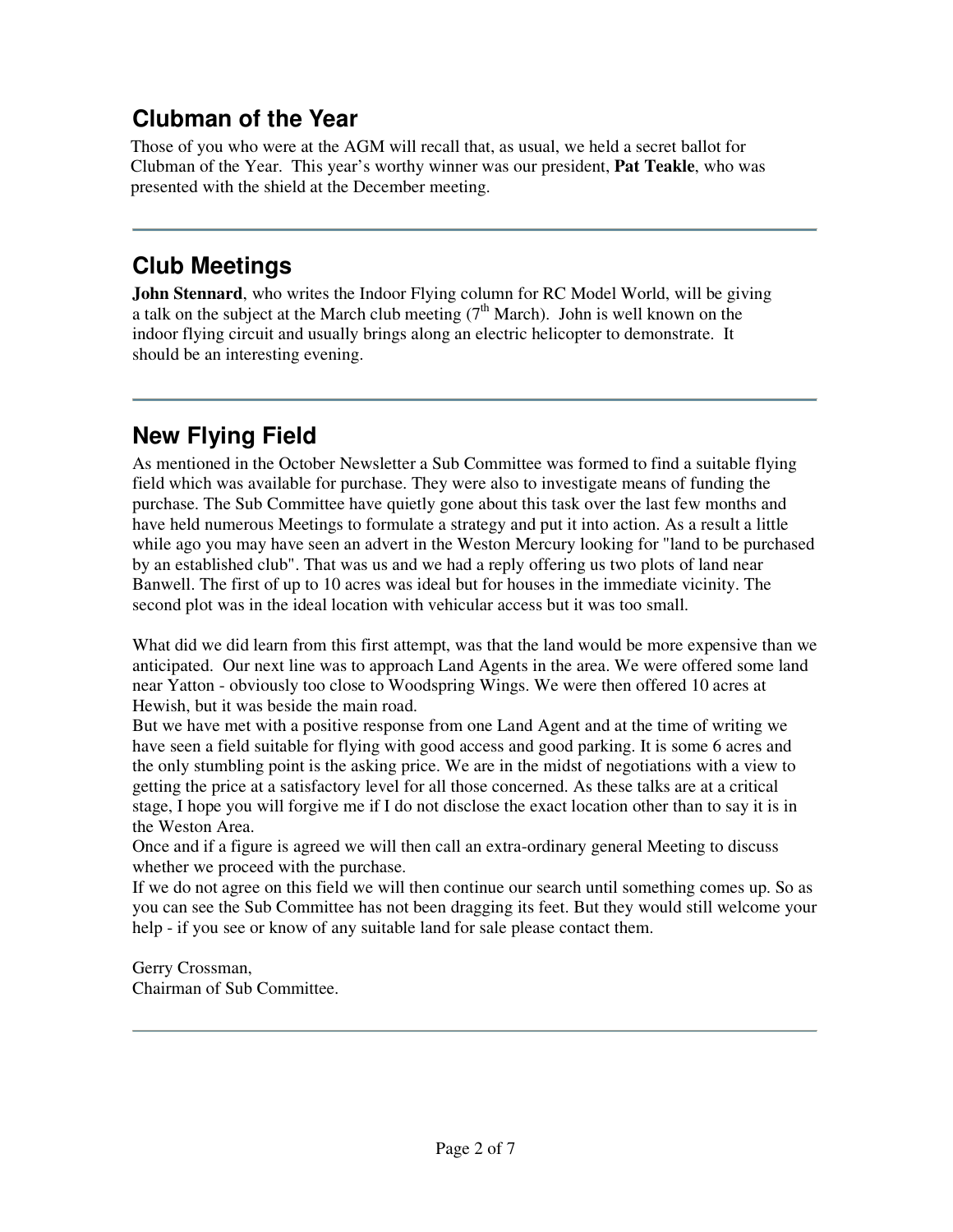## Clubman of the Year

Those of you who were at the AGM will recall that, as usual, we held a secret ballot for Clubman of the Year. This year's worthy winner was our president, **Pat Teakle**, who was presented with the shield at the December meeting.

---

## Club Meetings

**John Stennard**, who writes the Indoor Flying column for RC Model World, will be giving a talk on the subject at the March club meeting (7th March). John is well known on the indoor flying circuit and usually brings along an electric helicopter to demonstrate. It should be an interesting evening.

---

## New Flying Field

As mentioned in the October Newsletter a Sub Committee was formed to find a suitable flying field which was available for purchase. They were also to investigate means of funding the purchase. The Sub Committee have quietly gone about this task over the last few months and have held numerous Meetings to formulate a strategy and put it into action. As a result a little while ago you may have seen an advert in the Weston Mercury looking for "land to be purchased by an established club". That was us and we had a reply offering us two plots of land near Banwell. The first of up to 10 acres was ideal but for houses in the immediate vicinity. The second plot was in the ideal location with vehicular access but it was too small.

What did we did learn from this first attempt, was that the land would be more expensive than we anticipated. Our next line was to approach Land Agents in the area. We were offered some land near Yatton - obviously too close to Woodspring Wings. We were then offered 10 acres at Hewish, but it was beside the main road.

But we have met with a positive response from one Land Agent and at the time of writing we have seen a field suitable for flying with good access and good parking. It is some 6 acres and the only stumbling point is the asking price. We are in the midst of negotiations with a view to getting the price at a satisfactory level for all those concerned. As these talks are at a critical stage, I hope you will forgive me if I do not disclose the exact location other than to say it is in the Weston Area.

Once and if a figure is agreed we will then call an extra-ordinary general Meeting to discuss whether we proceed with the purchase.

If we do not agree on this field we will then continue our search until something comes up. So as you can see the Sub Committee has not been dragging its feet. But they would still welcome your help - if you see or know of any suitable land for sale please contact them.

Gerry Crossman,
Chairman of Sub Committee.

---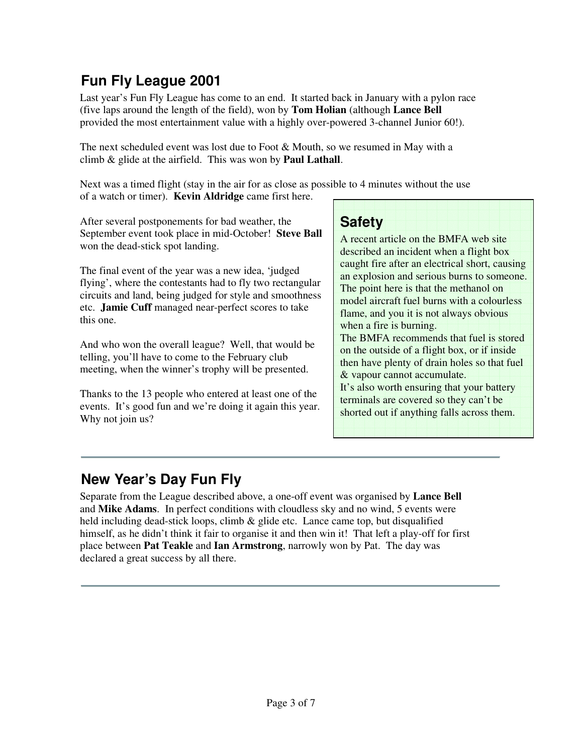## Fun Fly League 2001

Last year's Fun Fly League has come to an end. It started back in January with a pylon race (five laps around the length of the field), won by **Tom Holian** (although **Lance Bell** provided the most entertainment value with a highly over-powered 3-channel Junior 60!).

The next scheduled event was lost due to Foot & Mouth, so we resumed in May with a climb & glide at the airfield. This was won by **Paul Lathall**.

Next was a timed flight (stay in the air for as close as possible to 4 minutes without the use of a watch or timer). **Kevin Aldridge** came first here.

After several postponements for bad weather, the September event took place in mid-October! **Steve Ball** won the dead-stick spot landing.

The final event of the year was a new idea, 'judged flying', where the contestants had to fly two rectangular circuits and land, being judged for style and smoothness etc. **Jamie Cuff** managed near-perfect scores to take this one.

And who won the overall league? Well, that would be telling, you'll have to come to the February club meeting, when the winner's trophy will be presented.

Thanks to the 13 people who entered at least one of the events. It's good fun and we're doing it again this year. Why not join us?

## Safety

A recent article on the BMFA web site described an incident when a flight box caught fire after an electrical short, causing an explosion and serious burns to someone. The point here is that the methanol on model aircraft fuel burns with a colourless flame, and you it is not always obvious when a fire is burning.
The BMFA recommends that fuel is stored on the outside of a flight box, or if inside then have plenty of drain holes so that fuel & vapour cannot accumulate.
It's also worth ensuring that your battery terminals are covered so they can't be shorted out if anything falls across them.

---

## New Year's Day Fun Fly

Separate from the League described above, a one-off event was organised by **Lance Bell** and **Mike Adams**. In perfect conditions with cloudless sky and no wind, 5 events were held including dead-stick loops, climb & glide etc. Lance came top, but disqualified himself, as he didn't think it fair to organise it and then win it! That left a play-off for first place between **Pat Teakle** and **Ian Armstrong**, narrowly won by Pat. The day was declared a great success by all there.

---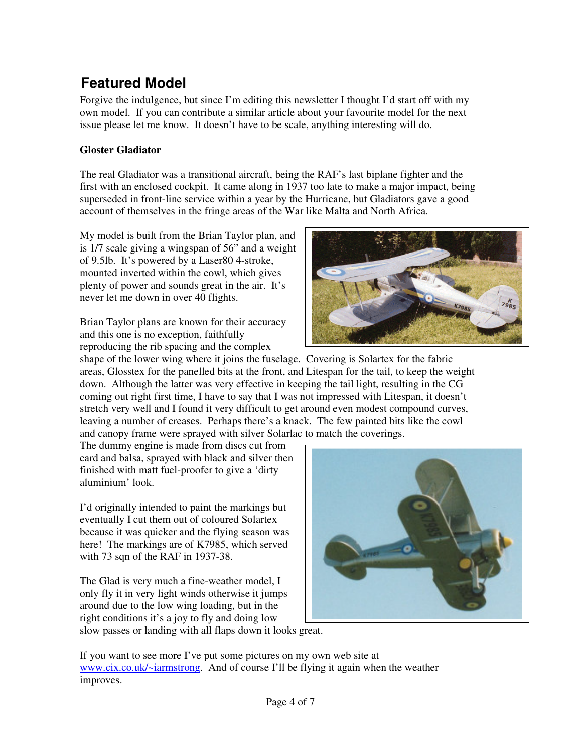## Featured Model

Forgive the indulgence, but since I'm editing this newsletter I thought I'd start off with my own model. If you can contribute a similar article about your favourite model for the next issue please let me know. It doesn't have to be scale, anything interesting will do.

**Gloster Gladiator**

The real Gladiator was a transitional aircraft, being the RAF's last biplane fighter and the first with an enclosed cockpit. It came along in 1937 too late to make a major impact, being superseded in front-line service within a year by the Hurricane, but Gladiators gave a good account of themselves in the fringe areas of the War like Malta and North Africa.

My model is built from the Brian Taylor plan, and is 1/7 scale giving a wingspan of 56" and a weight of 9.5lb. It's powered by a Laser80 4-stroke, mounted inverted within the cowl, which gives plenty of power and sounds great in the air. It's never let me down in over 40 flights.

Brian Taylor plans are known for their accuracy and this one is no exception, faithfully reproducing the rib spacing and the complex shape of the lower wing where it joins the fuselage. Covering is Solartex for the fabric areas, Glosstex for the panelled bits at the front, and Litespan for the tail, to keep the weight down. Although the latter was very effective in keeping the tail light, resulting in the CG coming out right first time, I have to say that I was not impressed with Litespan, it doesn't stretch very well and I found it very difficult to get around even modest compound curves, leaving a number of creases. Perhaps there's a knack. The few painted bits like the cowl and canopy frame were sprayed with silver Solarlac to match the coverings.

The dummy engine is made from discs cut from card and balsa, sprayed with black and silver then finished with matt fuel-proofer to give a 'dirty aluminium' look.

I'd originally intended to paint the markings but eventually I cut them out of coloured Solartex because it was quicker and the flying season was here! The markings are of K7985, which served with 73 sqn of the RAF in 1937-38.

The Glad is very much a fine-weather model, I only fly it in very light winds otherwise it jumps around due to the low wing loading, but in the right conditions it's a joy to fly and doing low slow passes or landing with all flaps down it looks great.

If you want to see more I've put some pictures on my own web site at www.cix.co.uk/~iarmstrong. And of course I'll be flying it again when the weather improves.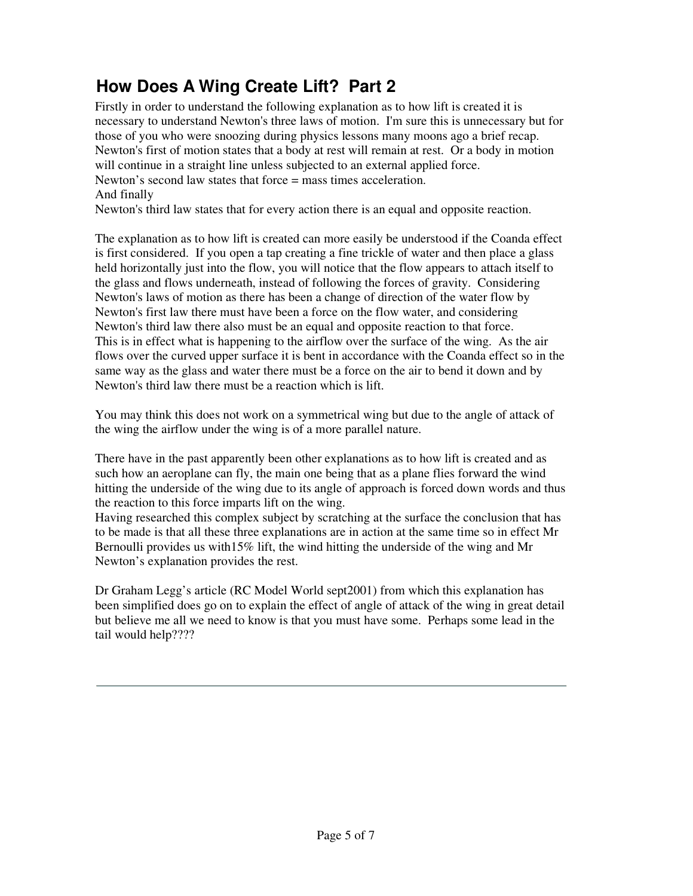## How Does A Wing Create Lift? Part 2

Firstly in order to understand the following explanation as to how lift is created it is necessary to understand Newton's three laws of motion. I'm sure this is unnecessary but for those of you who were snoozing during physics lessons many moons ago a brief recap.
Newton's first of motion states that a body at rest will remain at rest. Or a body in motion will continue in a straight line unless subjected to an external applied force.
Newton's second law states that force = mass times acceleration.
And finally
Newton's third law states that for every action there is an equal and opposite reaction.

The explanation as to how lift is created can more easily be understood if the Coanda effect is first considered. If you open a tap creating a fine trickle of water and then place a glass held horizontally just into the flow, you will notice that the flow appears to attach itself to the glass and flows underneath, instead of following the forces of gravity. Considering Newton's laws of motion as there has been a change of direction of the water flow by Newton's first law there must have been a force on the flow water, and considering Newton's third law there also must be an equal and opposite reaction to that force.
This is in effect what is happening to the airflow over the surface of the wing. As the air flows over the curved upper surface it is bent in accordance with the Coanda effect so in the same way as the glass and water there must be a force on the air to bend it down and by Newton's third law there must be a reaction which is lift.

You may think this does not work on a symmetrical wing but due to the angle of attack of the wing the airflow under the wing is of a more parallel nature.

There have in the past apparently been other explanations as to how lift is created and as such how an aeroplane can fly, the main one being that as a plane flies forward the wind hitting the underside of the wing due to its angle of approach is forced down words and thus the reaction to this force imparts lift on the wing.
Having researched this complex subject by scratching at the surface the conclusion that has to be made is that all these three explanations are in action at the same time so in effect Mr Bernoulli provides us with15% lift, the wind hitting the underside of the wing and Mr Newton's explanation provides the rest.

Dr Graham Legg's article (RC Model World sept2001) from which this explanation has been simplified does go on to explain the effect of angle of attack of the wing in great detail but believe me all we need to know is that you must have some. Perhaps some lead in the tail would help????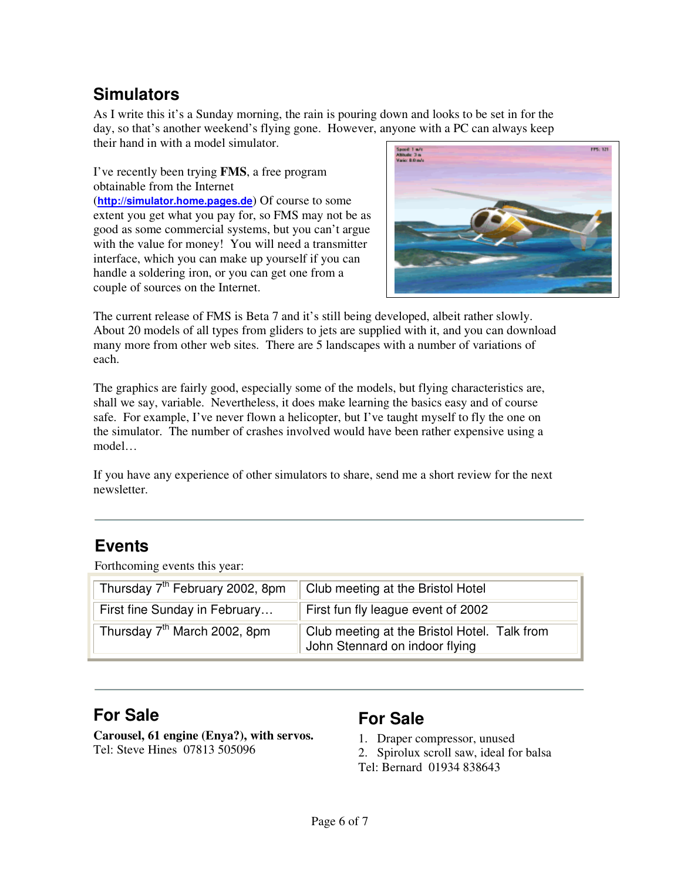## Simulators

As I write this it's a Sunday morning, the rain is pouring down and looks to be set in for the day, so that's another weekend's flying gone. However, anyone with a PC can always keep their hand in with a model simulator.

I've recently been trying **FMS**, a free program obtainable from the Internet (**http://simulator.home.pages.de**) Of course to some extent you get what you pay for, so FMS may not be as good as some commercial systems, but you can't argue with the value for money! You will need a transmitter interface, which you can make up yourself if you can handle a soldering iron, or you can get one from a couple of sources on the Internet.

The current release of FMS is Beta 7 and it's still being developed, albeit rather slowly. About 20 models of all types from gliders to jets are supplied with it, and you can download many more from other web sites. There are 5 landscapes with a number of variations of each.

The graphics are fairly good, especially some of the models, but flying characteristics are, shall we say, variable. Nevertheless, it does make learning the basics easy and of course safe. For example, I've never flown a helicopter, but I've taught myself to fly the one on the simulator. The number of crashes involved would have been rather expensive using a model…

If you have any experience of other simulators to share, send me a short review for the next newsletter.

## Events

Forthcoming events this year:

| | |
|---|---|
| Thursday 7th February 2002, 8pm | Club meeting at the Bristol Hotel |
| First fine Sunday in February… | First fun fly league event of 2002 |
| Thursday 7th March 2002, 8pm | Club meeting at the Bristol Hotel. Talk from John Stennard on indoor flying |

## For Sale

**Carousel, 61 engine (Enya?), with servos.**
Tel: Steve Hines 07813 505096

## For Sale

1. Draper compressor, unused
2. Spirolux scroll saw, ideal for balsa

Tel: Bernard 01934 838643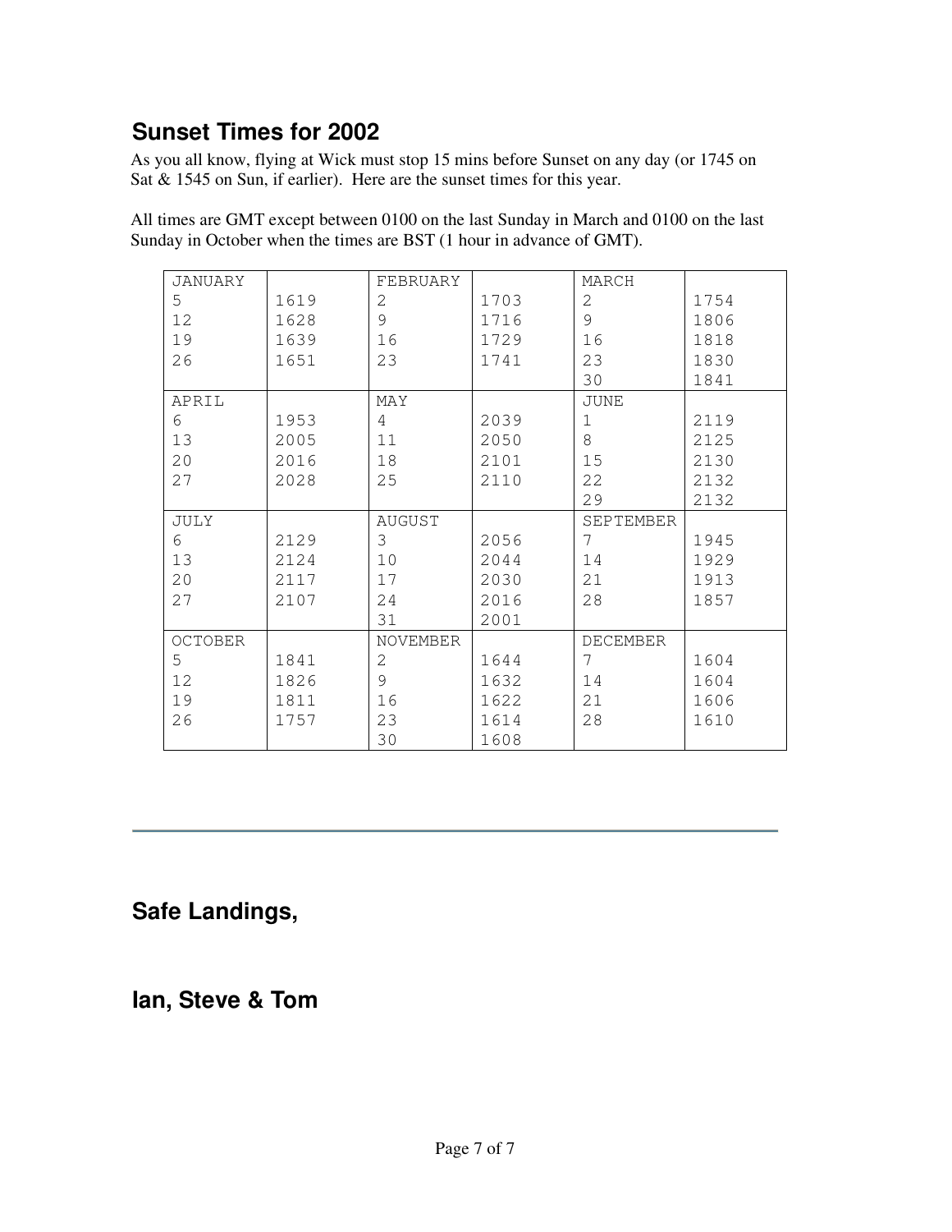## Sunset Times for 2002

As you all know, flying at Wick must stop 15 mins before Sunset on any day (or 1745 on Sat & 1545 on Sun, if earlier). Here are the sunset times for this year.

All times are GMT except between 0100 on the last Sunday in March and 0100 on the last Sunday in October when the times are BST (1 hour in advance of GMT).

| | | | | | |
|---|---|---|---|---|---|
| JANUARY | | FEBRUARY | | MARCH | |
| 5 | 1619 | 2 | 1703 | 2 | 1754 |
| 12 | 1628 | 9 | 1716 | 9 | 1806 |
| 19 | 1639 | 16 | 1729 | 16 | 1818 |
| 26 | 1651 | 23 | 1741 | 23 | 1830 |
| | | | | 30 | 1841 |
| APRIL | | MAY | | JUNE | |
| 6 | 1953 | 4 | 2039 | 1 | 2119 |
| 13 | 2005 | 11 | 2050 | 8 | 2125 |
| 20 | 2016 | 18 | 2101 | 15 | 2130 |
| 27 | 2028 | 25 | 2110 | 22 | 2132 |
| | | | | 29 | 2132 |
| JULY | | AUGUST | | SEPTEMBER | |
| 6 | 2129 | 3 | 2056 | 7 | 1945 |
| 13 | 2124 | 10 | 2044 | 14 | 1929 |
| 20 | 2117 | 17 | 2030 | 21 | 1913 |
| 27 | 2107 | 24 | 2016 | 28 | 1857 |
| | | 31 | 2001 | | |
| OCTOBER | | NOVEMBER | | DECEMBER | |
| 5 | 1841 | 2 | 1644 | 7 | 1604 |
| 12 | 1826 | 9 | 1632 | 14 | 1604 |
| 19 | 1811 | 16 | 1622 | 21 | 1606 |
| 26 | 1757 | 23 | 1614 | 28 | 1610 |
| | | 30 | 1608 | | |

---

## Safe Landings,

## Ian, Steve & Tom